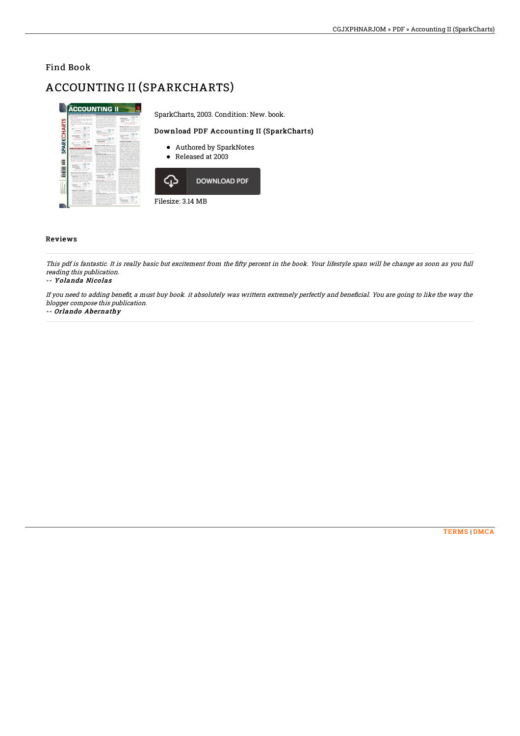Find Book

# ACCOUNTING II (SPARKCHARTS)

SparkCharts, 2003. Condition: New. book.

### Download PDF Accounting II (SparkCharts)

- Authored by SparkNotes
- Released at 2003

DOWNLOAD PDF

Filesize: 3.14 MB

## Reviews

*This pdf is fantastic. It is really basic but excitement from the fifty percent in the book. Your lifestyle span will be change as soon as you full reading this publication.*

*-- Yolanda Nicolas*

*If you need to adding benefit, a must buy book. it absolutely was writtern extremely perfectly and beneficial. You are going to like the way the blogger compose this publication.*

*-- Orlando Abernathy*

TERMS | DMCA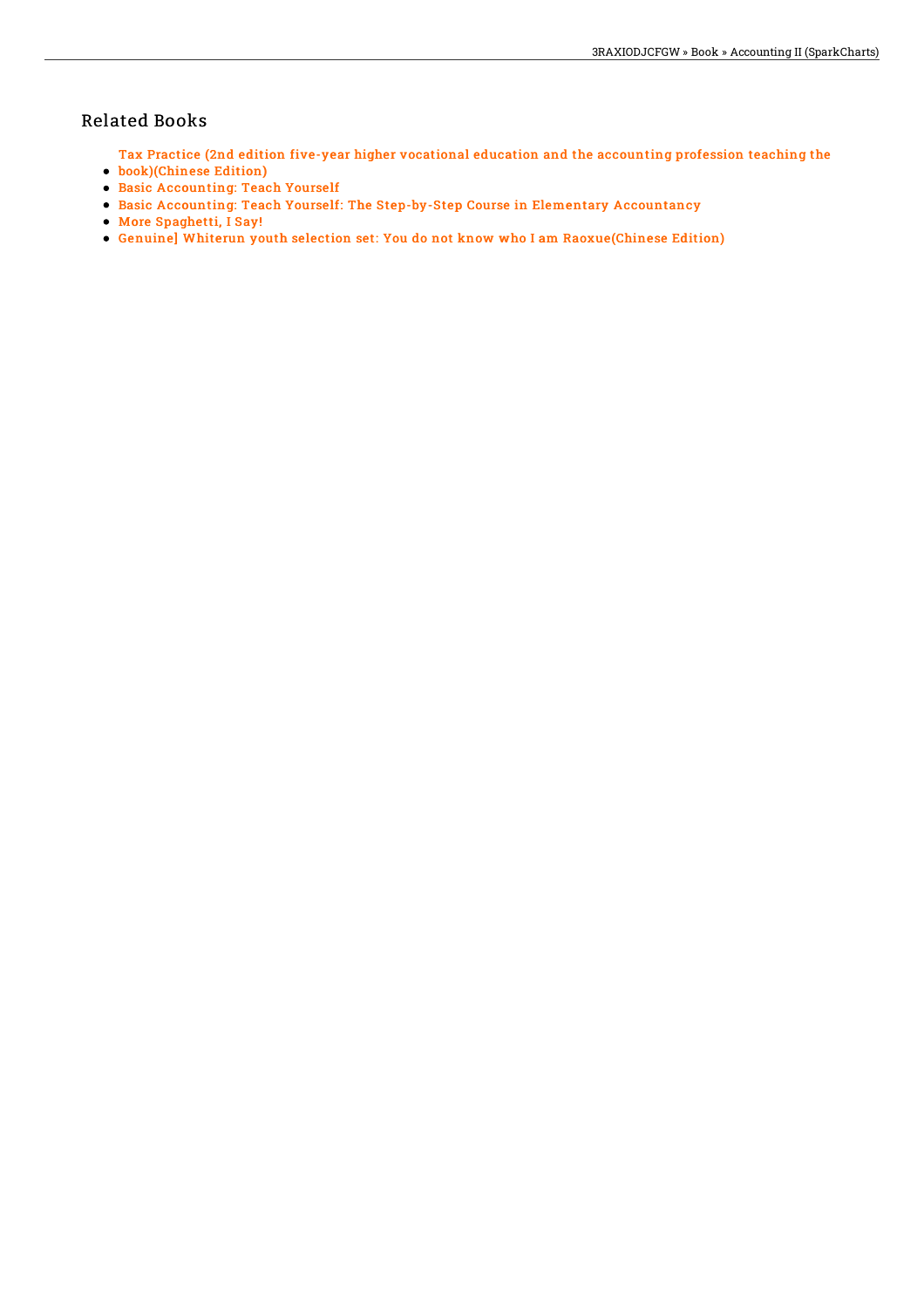## Related Books

- Tax Practice (2nd edition five-year higher vocational education and the accounting profession teaching the book)(Chinese Edition)
- Basic Accounting: Teach Yourself
- Basic Accounting: Teach Yourself: The Step-by-Step Course in Elementary Accountancy
- More Spaghetti, I Say!
- Genuine] Whiterun youth selection set: You do not know who I am Raoxue(Chinese Edition)